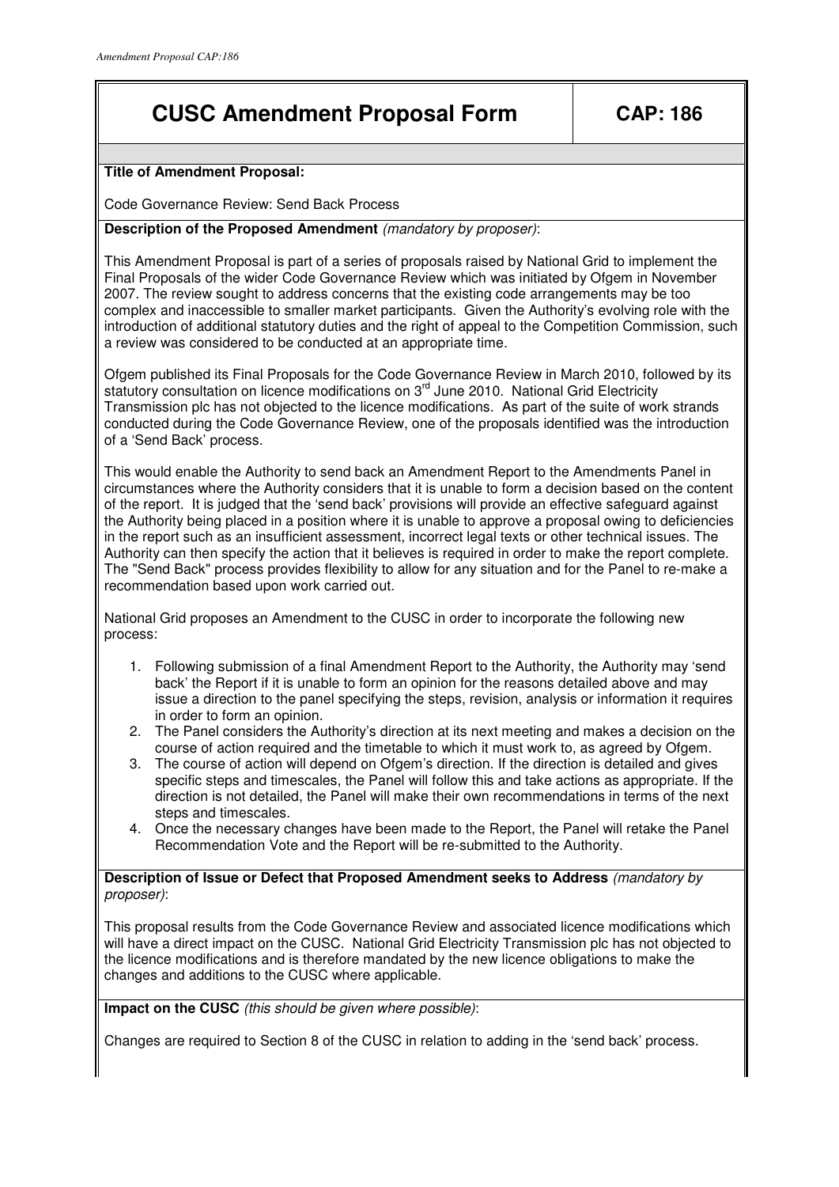# CUSC Amendment Proposal Form

**CAP: 186**

**Title of Amendment Proposal:**

Code Governance Review: Send Back Process

**Description of the Proposed Amendment** *(mandatory by proposer)*:

This Amendment Proposal is part of a series of proposals raised by National Grid to implement the Final Proposals of the wider Code Governance Review which was initiated by Ofgem in November 2007. The review sought to address concerns that the existing code arrangements may be too complex and inaccessible to smaller market participants. Given the Authority's evolving role with the introduction of additional statutory duties and the right of appeal to the Competition Commission, such a review was considered to be conducted at an appropriate time.

Ofgem published its Final Proposals for the Code Governance Review in March 2010, followed by its statutory consultation on licence modifications on 3rd June 2010. National Grid Electricity Transmission plc has not objected to the licence modifications. As part of the suite of work strands conducted during the Code Governance Review, one of the proposals identified was the introduction of a 'Send Back' process.

This would enable the Authority to send back an Amendment Report to the Amendments Panel in circumstances where the Authority considers that it is unable to form a decision based on the content of the report. It is judged that the 'send back' provisions will provide an effective safeguard against the Authority being placed in a position where it is unable to approve a proposal owing to deficiencies in the report such as an insufficient assessment, incorrect legal texts or other technical issues. The Authority can then specify the action that it believes is required in order to make the report complete. The "Send Back" process provides flexibility to allow for any situation and for the Panel to re-make a recommendation based upon work carried out.

National Grid proposes an Amendment to the CUSC in order to incorporate the following new process:

1. Following submission of a final Amendment Report to the Authority, the Authority may 'send back' the Report if it is unable to form an opinion for the reasons detailed above and may issue a direction to the panel specifying the steps, revision, analysis or information it requires in order to form an opinion.
2. The Panel considers the Authority's direction at its next meeting and makes a decision on the course of action required and the timetable to which it must work to, as agreed by Ofgem.
3. The course of action will depend on Ofgem's direction. If the direction is detailed and gives specific steps and timescales, the Panel will follow this and take actions as appropriate. If the direction is not detailed, the Panel will make their own recommendations in terms of the next steps and timescales.
4. Once the necessary changes have been made to the Report, the Panel will retake the Panel Recommendation Vote and the Report will be re-submitted to the Authority.

**Description of Issue or Defect that Proposed Amendment seeks to Address** *(mandatory by proposer)*:

This proposal results from the Code Governance Review and associated licence modifications which will have a direct impact on the CUSC. National Grid Electricity Transmission plc has not objected to the licence modifications and is therefore mandated by the new licence obligations to make the changes and additions to the CUSC where applicable.

**Impact on the CUSC** *(this should be given where possible)*:

Changes are required to Section 8 of the CUSC in relation to adding in the 'send back' process.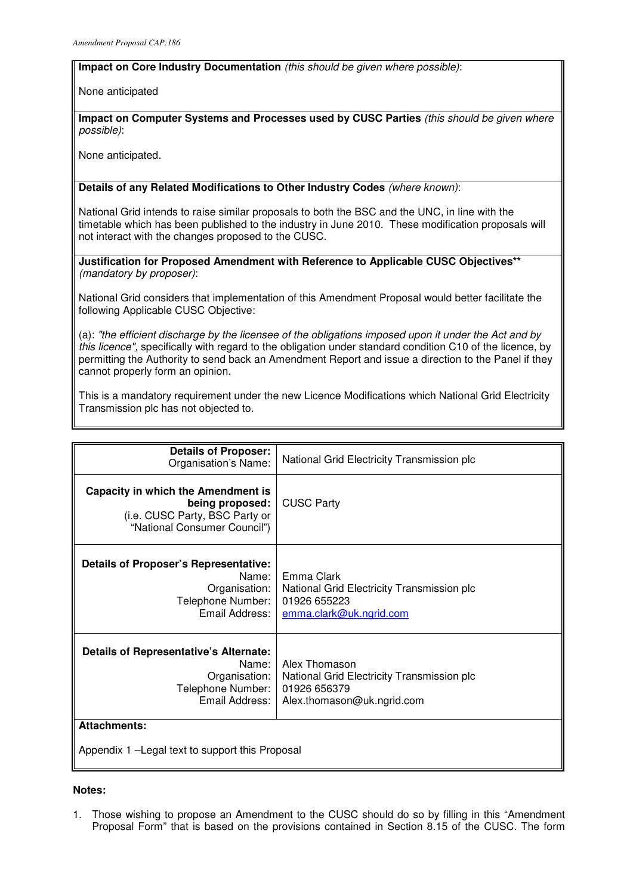**Impact on Core Industry Documentation** *(this should be given where possible)*:

None anticipated

**Impact on Computer Systems and Processes used by CUSC Parties** *(this should be given where possible)*:

None anticipated.

**Details of any Related Modifications to Other Industry Codes** *(where known)*:

National Grid intends to raise similar proposals to both the BSC and the UNC, in line with the timetable which has been published to the industry in June 2010. These modification proposals will not interact with the changes proposed to the CUSC.

**Justification for Proposed Amendment with Reference to Applicable CUSC Objectives\*\*** *(mandatory by proposer)*:

National Grid considers that implementation of this Amendment Proposal would better facilitate the following Applicable CUSC Objective:

(a): *"the efficient discharge by the licensee of the obligations imposed upon it under the Act and by this licence"*, specifically with regard to the obligation under standard condition C10 of the licence, by permitting the Authority to send back an Amendment Report and issue a direction to the Panel if they cannot properly form an opinion.

This is a mandatory requirement under the new Licence Modifications which National Grid Electricity Transmission plc has not objected to.

| | |
|---|---|
| **Details of Proposer:**<br>Organisation's Name: | National Grid Electricity Transmission plc |
| **Capacity in which the Amendment is being proposed:**<br>(i.e. CUSC Party, BSC Party or "National Consumer Council") | CUSC Party |
| **Details of Proposer's Representative:**<br>Name:<br>Organisation:<br>Telephone Number:<br>Email Address: | Emma Clark<br>National Grid Electricity Transmission plc<br>01926 655223<br>emma.clark@uk.ngrid.com |
| **Details of Representative's Alternate:**<br>Name:<br>Organisation:<br>Telephone Number:<br>Email Address: | Alex Thomason<br>National Grid Electricity Transmission plc<br>01926 656379<br>Alex.thomason@uk.ngrid.com |

**Attachments:**

Appendix 1 –Legal text to support this Proposal

**Notes:**

1. Those wishing to propose an Amendment to the CUSC should do so by filling in this "Amendment Proposal Form" that is based on the provisions contained in Section 8.15 of the CUSC. The form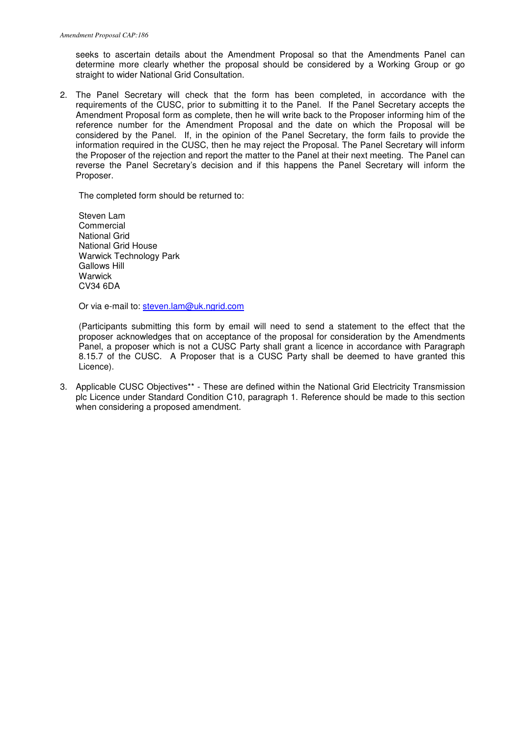seeks to ascertain details about the Amendment Proposal so that the Amendments Panel can determine more clearly whether the proposal should be considered by a Working Group or go straight to wider National Grid Consultation.

2. The Panel Secretary will check that the form has been completed, in accordance with the requirements of the CUSC, prior to submitting it to the Panel. If the Panel Secretary accepts the Amendment Proposal form as complete, then he will write back to the Proposer informing him of the reference number for the Amendment Proposal and the date on which the Proposal will be considered by the Panel. If, in the opinion of the Panel Secretary, the form fails to provide the information required in the CUSC, then he may reject the Proposal. The Panel Secretary will inform the Proposer of the rejection and report the matter to the Panel at their next meeting. The Panel can reverse the Panel Secretary's decision and if this happens the Panel Secretary will inform the Proposer.

   The completed form should be returned to:

   Steven Lam
   Commercial
   National Grid
   National Grid House
   Warwick Technology Park
   Gallows Hill
   Warwick
   CV34 6DA

   Or via e-mail to: steven.lam@uk.ngrid.com

   (Participants submitting this form by email will need to send a statement to the effect that the proposer acknowledges that on acceptance of the proposal for consideration by the Amendments Panel, a proposer which is not a CUSC Party shall grant a licence in accordance with Paragraph 8.15.7 of the CUSC. A Proposer that is a CUSC Party shall be deemed to have granted this Licence).

3. Applicable CUSC Objectives** - These are defined within the National Grid Electricity Transmission plc Licence under Standard Condition C10, paragraph 1. Reference should be made to this section when considering a proposed amendment.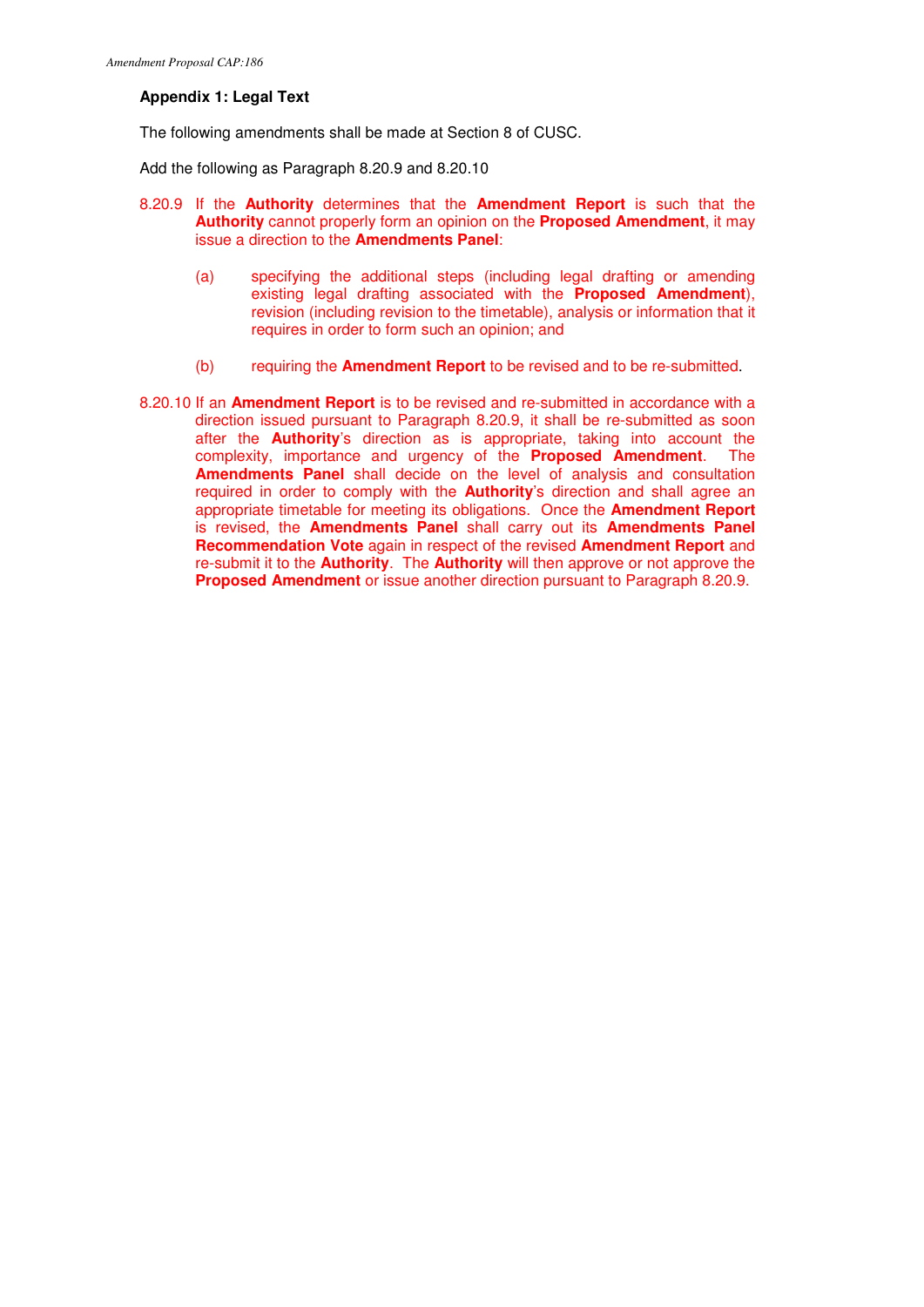**Appendix 1: Legal Text**

The following amendments shall be made at Section 8 of CUSC.

Add the following as Paragraph 8.20.9 and 8.20.10

8.20.9 If the **Authority** determines that the **Amendment Report** is such that the **Authority** cannot properly form an opinion on the **Proposed Amendment**, it may issue a direction to the **Amendments Panel**:

(a) specifying the additional steps (including legal drafting or amending existing legal drafting associated with the **Proposed Amendment**), revision (including revision to the timetable), analysis or information that it requires in order to form such an opinion; and

(b) requiring the **Amendment Report** to be revised and to be re-submitted.

8.20.10 If an **Amendment Report** is to be revised and re-submitted in accordance with a direction issued pursuant to Paragraph 8.20.9, it shall be re-submitted as soon after the **Authority**'s direction as is appropriate, taking into account the complexity, importance and urgency of the **Proposed Amendment**. The **Amendments Panel** shall decide on the level of analysis and consultation required in order to comply with the **Authority**'s direction and shall agree an appropriate timetable for meeting its obligations. Once the **Amendment Report** is revised, the **Amendments Panel** shall carry out its **Amendments Panel Recommendation Vote** again in respect of the revised **Amendment Report** and re-submit it to the **Authority**. The **Authority** will then approve or not approve the **Proposed Amendment** or issue another direction pursuant to Paragraph 8.20.9.